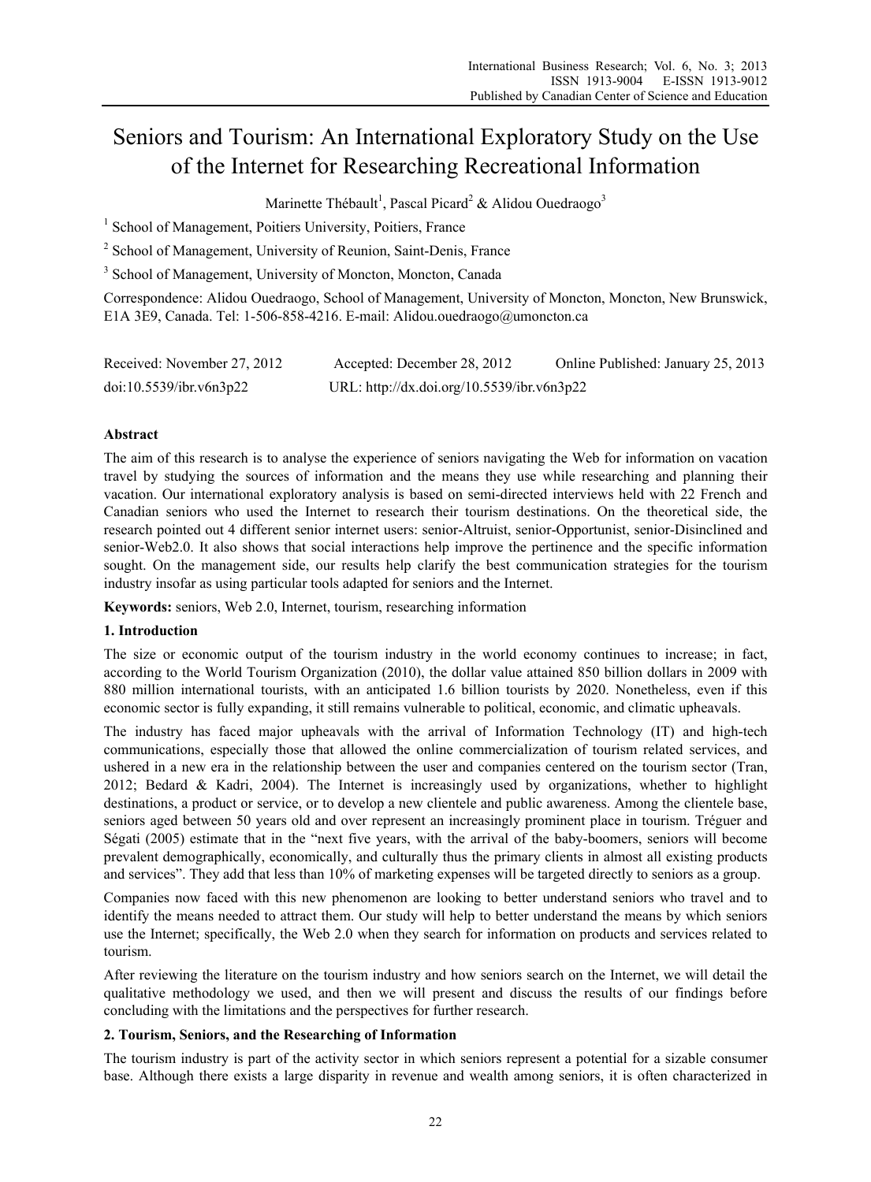# Seniors and Tourism: An International Exploratory Study on the Use of the Internet for Researching Recreational Information

Marinette Thébault[1], Pascal Picard[2] & Alidou Ouedraogo[3]

[1] School of Management, Poitiers University, Poitiers, France

[2] School of Management, University of Reunion, Saint-Denis, France

[3] School of Management, University of Moncton, Moncton, Canada

Correspondence: Alidou Ouedraogo, School of Management, University of Moncton, Moncton, New Brunswick, E1A 3E9, Canada. Tel: 1-506-858-4216. E-mail: Alidou.ouedraogo@umoncton.ca

Received: November 27, 2012 Accepted: December 28, 2012 Online Published: January 25, 2013

doi:10.5539/ibr.v6n3p22 URL: http://dx.doi.org/10.5539/ibr.v6n3p22

**Abstract**

The aim of this research is to analyse the experience of seniors navigating the Web for information on vacation travel by studying the sources of information and the means they use while researching and planning their vacation. Our international exploratory analysis is based on semi-directed interviews held with 22 French and Canadian seniors who used the Internet to research their tourism destinations. On the theoretical side, the research pointed out 4 different senior internet users: senior-Altruist, senior-Opportunist, senior-Disinclined and senior-Web2.0. It also shows that social interactions help improve the pertinence and the specific information sought. On the management side, our results help clarify the best communication strategies for the tourism industry insofar as using particular tools adapted for seniors and the Internet.

**Keywords:** seniors, Web 2.0, Internet, tourism, researching information

## 1. Introduction

The size or economic output of the tourism industry in the world economy continues to increase; in fact, according to the World Tourism Organization (2010), the dollar value attained 850 billion dollars in 2009 with 880 million international tourists, with an anticipated 1.6 billion tourists by 2020. Nonetheless, even if this economic sector is fully expanding, it still remains vulnerable to political, economic, and climatic upheavals.

The industry has faced major upheavals with the arrival of Information Technology (IT) and high-tech communications, especially those that allowed the online commercialization of tourism related services, and ushered in a new era in the relationship between the user and companies centered on the tourism sector (Tran, 2012; Bedard & Kadri, 2004). The Internet is increasingly used by organizations, whether to highlight destinations, a product or service, or to develop a new clientele and public awareness. Among the clientele base, seniors aged between 50 years old and over represent an increasingly prominent place in tourism. Tréguer and Ségati (2005) estimate that in the "next five years, with the arrival of the baby-boomers, seniors will become prevalent demographically, economically, and culturally thus the primary clients in almost all existing products and services". They add that less than 10% of marketing expenses will be targeted directly to seniors as a group.

Companies now faced with this new phenomenon are looking to better understand seniors who travel and to identify the means needed to attract them. Our study will help to better understand the means by which seniors use the Internet; specifically, the Web 2.0 when they search for information on products and services related to tourism.

After reviewing the literature on the tourism industry and how seniors search on the Internet, we will detail the qualitative methodology we used, and then we will present and discuss the results of our findings before concluding with the limitations and the perspectives for further research.

## 2. Tourism, Seniors, and the Researching of Information

The tourism industry is part of the activity sector in which seniors represent a potential for a sizable consumer base. Although there exists a large disparity in revenue and wealth among seniors, it is often characterized in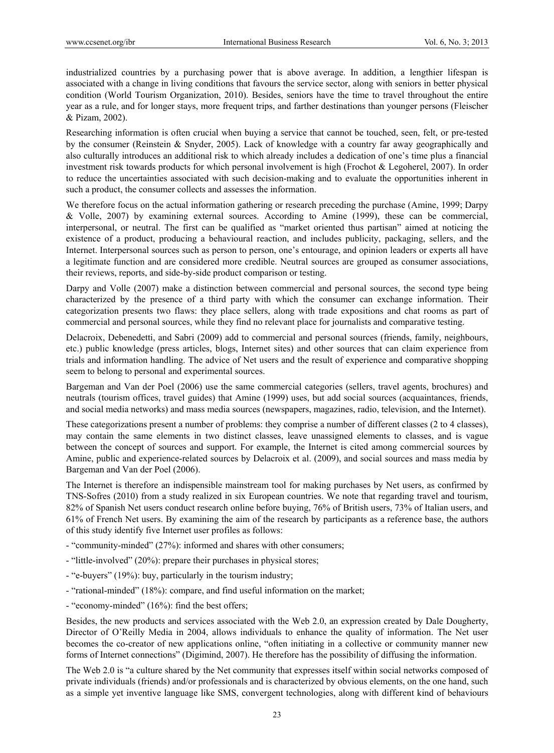industrialized countries by a purchasing power that is above average. In addition, a lengthier lifespan is associated with a change in living conditions that favours the service sector, along with seniors in better physical condition (World Tourism Organization, 2010). Besides, seniors have the time to travel throughout the entire year as a rule, and for longer stays, more frequent trips, and farther destinations than younger persons (Fleischer & Pizam, 2002).

Researching information is often crucial when buying a service that cannot be touched, seen, felt, or pre-tested by the consumer (Reinstein & Snyder, 2005). Lack of knowledge with a country far away geographically and also culturally introduces an additional risk to which already includes a dedication of one's time plus a financial investment risk towards products for which personal involvement is high (Frochot & Legoherel, 2007). In order to reduce the uncertainties associated with such decision-making and to evaluate the opportunities inherent in such a product, the consumer collects and assesses the information.

We therefore focus on the actual information gathering or research preceding the purchase (Amine, 1999; Darpy & Volle, 2007) by examining external sources. According to Amine (1999), these can be commercial, interpersonal, or neutral. The first can be qualified as "market oriented thus partisan" aimed at noticing the existence of a product, producing a behavioural reaction, and includes publicity, packaging, sellers, and the Internet. Interpersonal sources such as person to person, one's entourage, and opinion leaders or experts all have a legitimate function and are considered more credible. Neutral sources are grouped as consumer associations, their reviews, reports, and side-by-side product comparison or testing.

Darpy and Volle (2007) make a distinction between commercial and personal sources, the second type being characterized by the presence of a third party with which the consumer can exchange information. Their categorization presents two flaws: they place sellers, along with trade expositions and chat rooms as part of commercial and personal sources, while they find no relevant place for journalists and comparative testing.

Delacroix, Debenedetti, and Sabri (2009) add to commercial and personal sources (friends, family, neighbours, etc.) public knowledge (press articles, blogs, Internet sites) and other sources that can claim experience from trials and information handling. The advice of Net users and the result of experience and comparative shopping seem to belong to personal and experimental sources.

Bargeman and Van der Poel (2006) use the same commercial categories (sellers, travel agents, brochures) and neutrals (tourism offices, travel guides) that Amine (1999) uses, but add social sources (acquaintances, friends, and social media networks) and mass media sources (newspapers, magazines, radio, television, and the Internet).

These categorizations present a number of problems: they comprise a number of different classes (2 to 4 classes), may contain the same elements in two distinct classes, leave unassigned elements to classes, and is vague between the concept of sources and support. For example, the Internet is cited among commercial sources by Amine, public and experience-related sources by Delacroix et al. (2009), and social sources and mass media by Bargeman and Van der Poel (2006).

The Internet is therefore an indispensible mainstream tool for making purchases by Net users, as confirmed by TNS-Sofres (2010) from a study realized in six European countries. We note that regarding travel and tourism, 82% of Spanish Net users conduct research online before buying, 76% of British users, 73% of Italian users, and 61% of French Net users. By examining the aim of the research by participants as a reference base, the authors of this study identify five Internet user profiles as follows:

- "community-minded" (27%): informed and shares with other consumers;
- "little-involved" (20%): prepare their purchases in physical stores;
- "e-buyers" (19%): buy, particularly in the tourism industry;
- "rational-minded" (18%): compare, and find useful information on the market;
- "economy-minded" (16%): find the best offers;

Besides, the new products and services associated with the Web 2.0, an expression created by Dale Dougherty, Director of O'Reilly Media in 2004, allows individuals to enhance the quality of information. The Net user becomes the co-creator of new applications online, "often initiating in a collective or community manner new forms of Internet connections" (Digimind, 2007). He therefore has the possibility of diffusing the information.

The Web 2.0 is "a culture shared by the Net community that expresses itself within social networks composed of private individuals (friends) and/or professionals and is characterized by obvious elements, on the one hand, such as a simple yet inventive language like SMS, convergent technologies, along with different kind of behaviours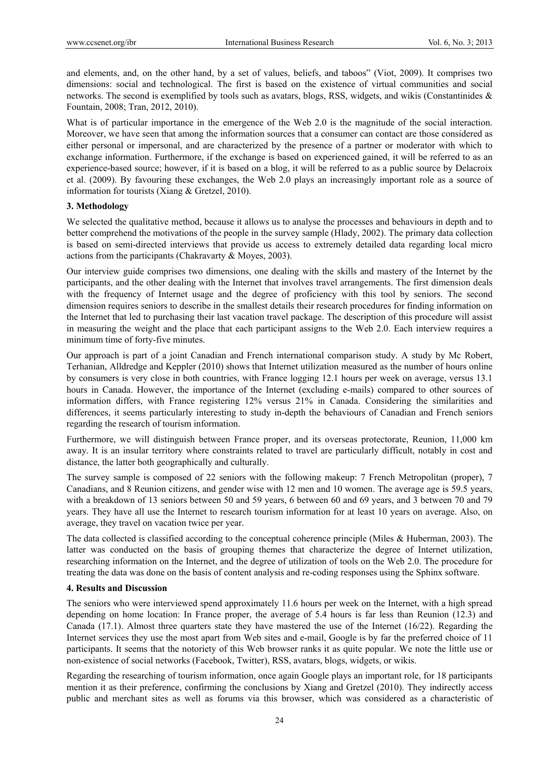and elements, and, on the other hand, by a set of values, beliefs, and taboos" (Viot, 2009). It comprises two dimensions: social and technological. The first is based on the existence of virtual communities and social networks. The second is exemplified by tools such as avatars, blogs, RSS, widgets, and wikis (Constantinides & Fountain, 2008; Tran, 2012, 2010).

What is of particular importance in the emergence of the Web 2.0 is the magnitude of the social interaction. Moreover, we have seen that among the information sources that a consumer can contact are those considered as either personal or impersonal, and are characterized by the presence of a partner or moderator with which to exchange information. Furthermore, if the exchange is based on experienced gained, it will be referred to as an experience-based source; however, if it is based on a blog, it will be referred to as a public source by Delacroix et al. (2009). By favouring these exchanges, the Web 2.0 plays an increasingly important role as a source of information for tourists (Xiang & Gretzel, 2010).

### 3. Methodology

We selected the qualitative method, because it allows us to analyse the processes and behaviours in depth and to better comprehend the motivations of the people in the survey sample (Hlady, 2002). The primary data collection is based on semi-directed interviews that provide us access to extremely detailed data regarding local micro actions from the participants (Chakravarty & Moyes, 2003).

Our interview guide comprises two dimensions, one dealing with the skills and mastery of the Internet by the participants, and the other dealing with the Internet that involves travel arrangements. The first dimension deals with the frequency of Internet usage and the degree of proficiency with this tool by seniors. The second dimension requires seniors to describe in the smallest details their research procedures for finding information on the Internet that led to purchasing their last vacation travel package. The description of this procedure will assist in measuring the weight and the place that each participant assigns to the Web 2.0. Each interview requires a minimum time of forty-five minutes.

Our approach is part of a joint Canadian and French international comparison study. A study by Mc Robert, Terhanian, Alldredge and Keppler (2010) shows that Internet utilization measured as the number of hours online by consumers is very close in both countries, with France logging 12.1 hours per week on average, versus 13.1 hours in Canada. However, the importance of the Internet (excluding e-mails) compared to other sources of information differs, with France registering 12% versus 21% in Canada. Considering the similarities and differences, it seems particularly interesting to study in-depth the behaviours of Canadian and French seniors regarding the research of tourism information.

Furthermore, we will distinguish between France proper, and its overseas protectorate, Reunion, 11,000 km away. It is an insular territory where constraints related to travel are particularly difficult, notably in cost and distance, the latter both geographically and culturally.

The survey sample is composed of 22 seniors with the following makeup: 7 French Metropolitan (proper), 7 Canadians, and 8 Reunion citizens, and gender wise with 12 men and 10 women. The average age is 59.5 years, with a breakdown of 13 seniors between 50 and 59 years, 6 between 60 and 69 years, and 3 between 70 and 79 years. They have all use the Internet to research tourism information for at least 10 years on average. Also, on average, they travel on vacation twice per year.

The data collected is classified according to the conceptual coherence principle (Miles & Huberman, 2003). The latter was conducted on the basis of grouping themes that characterize the degree of Internet utilization, researching information on the Internet, and the degree of utilization of tools on the Web 2.0. The procedure for treating the data was done on the basis of content analysis and re-coding responses using the Sphinx software.

### 4. Results and Discussion

The seniors who were interviewed spend approximately 11.6 hours per week on the Internet, with a high spread depending on home location: In France proper, the average of 5.4 hours is far less than Reunion (12.3) and Canada (17.1). Almost three quarters state they have mastered the use of the Internet (16/22). Regarding the Internet services they use the most apart from Web sites and e-mail, Google is by far the preferred choice of 11 participants. It seems that the notoriety of this Web browser ranks it as quite popular. We note the little use or non-existence of social networks (Facebook, Twitter), RSS, avatars, blogs, widgets, or wikis.

Regarding the researching of tourism information, once again Google plays an important role, for 18 participants mention it as their preference, confirming the conclusions by Xiang and Gretzel (2010). They indirectly access public and merchant sites as well as forums via this browser, which was considered as a characteristic of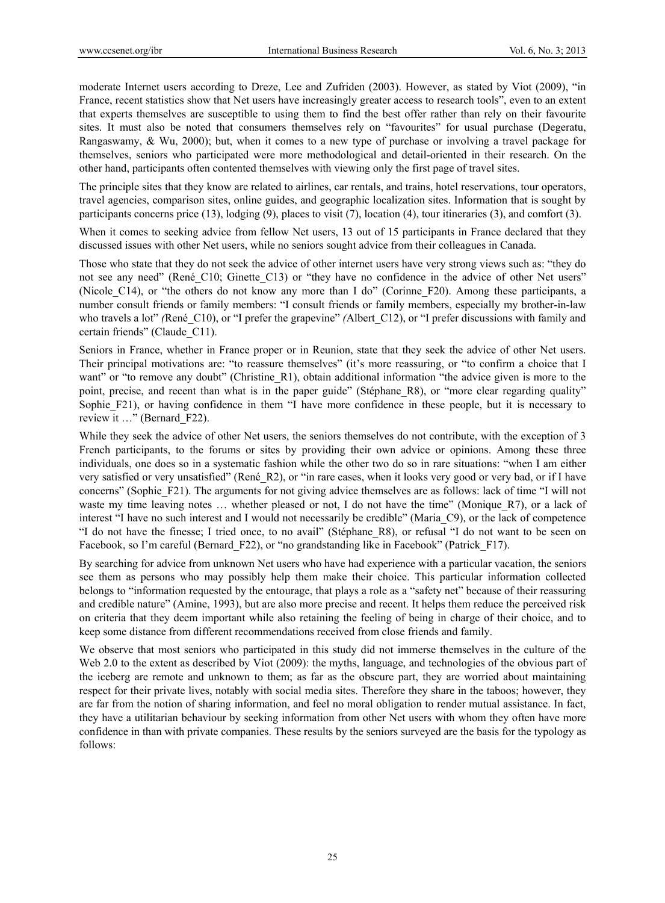moderate Internet users according to Dreze, Lee and Zufriden (2003). However, as stated by Viot (2009), "in France, recent statistics show that Net users have increasingly greater access to research tools", even to an extent that experts themselves are susceptible to using them to find the best offer rather than rely on their favourite sites. It must also be noted that consumers themselves rely on "favourites" for usual purchase (Degeratu, Rangaswamy, & Wu, 2000); but, when it comes to a new type of purchase or involving a travel package for themselves, seniors who participated were more methodological and detail-oriented in their research. On the other hand, participants often contented themselves with viewing only the first page of travel sites.

The principle sites that they know are related to airlines, car rentals, and trains, hotel reservations, tour operators, travel agencies, comparison sites, online guides, and geographic localization sites. Information that is sought by participants concerns price (13), lodging (9), places to visit (7), location (4), tour itineraries (3), and comfort (3).

When it comes to seeking advice from fellow Net users, 13 out of 15 participants in France declared that they discussed issues with other Net users, while no seniors sought advice from their colleagues in Canada.

Those who state that they do not seek the advice of other internet users have very strong views such as: "they do not see any need" (René_C10; Ginette_C13) or "they have no confidence in the advice of other Net users" (Nicole_C14), or "the others do not know any more than I do" (Corinne_F20). Among these participants, a number consult friends or family members: "I consult friends or family members, especially my brother-in-law who travels a lot" *(*René_C10), or "I prefer the grapevine" *(*Albert_C12), or "I prefer discussions with family and certain friends" (Claude_C11).

Seniors in France, whether in France proper or in Reunion, state that they seek the advice of other Net users. Their principal motivations are: "to reassure themselves" (it's more reassuring, or "to confirm a choice that I want" or "to remove any doubt" (Christine_R1), obtain additional information "the advice given is more to the point, precise, and recent than what is in the paper guide" (Stéphane_R8), or "more clear regarding quality" Sophie_F21), or having confidence in them "I have more confidence in these people, but it is necessary to review it …" (Bernard_F22).

While they seek the advice of other Net users, the seniors themselves do not contribute, with the exception of 3 French participants, to the forums or sites by providing their own advice or opinions. Among these three individuals, one does so in a systematic fashion while the other two do so in rare situations: "when I am either very satisfied or very unsatisfied" (René_R2), or "in rare cases, when it looks very good or very bad, or if I have concerns" (Sophie_F21). The arguments for not giving advice themselves are as follows: lack of time "I will not waste my time leaving notes … whether pleased or not, I do not have the time" (Monique_R7), or a lack of interest "I have no such interest and I would not necessarily be credible" (Maria_C9), or the lack of competence "I do not have the finesse; I tried once, to no avail" (Stéphane_R8), or refusal "I do not want to be seen on Facebook, so I'm careful (Bernard_F22), or "no grandstanding like in Facebook" (Patrick_F17).

By searching for advice from unknown Net users who have had experience with a particular vacation, the seniors see them as persons who may possibly help them make their choice. This particular information collected belongs to "information requested by the entourage, that plays a role as a "safety net" because of their reassuring and credible nature" (Amine, 1993), but are also more precise and recent. It helps them reduce the perceived risk on criteria that they deem important while also retaining the feeling of being in charge of their choice, and to keep some distance from different recommendations received from close friends and family.

We observe that most seniors who participated in this study did not immerse themselves in the culture of the Web 2.0 to the extent as described by Viot (2009): the myths, language, and technologies of the obvious part of the iceberg are remote and unknown to them; as far as the obscure part, they are worried about maintaining respect for their private lives, notably with social media sites. Therefore they share in the taboos; however, they are far from the notion of sharing information, and feel no moral obligation to render mutual assistance. In fact, they have a utilitarian behaviour by seeking information from other Net users with whom they often have more confidence in than with private companies. These results by the seniors surveyed are the basis for the typology as follows: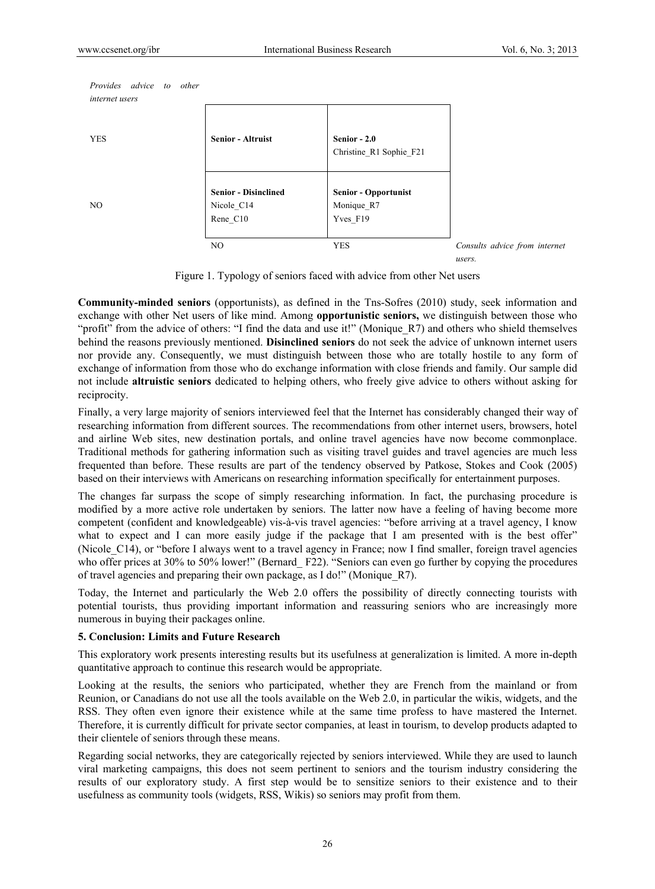| *Provides advice to other internet users* | | | |
|---|---|---|---|
| YES | **Senior - Altruist** | **Senior - 2.0**<br>Christine_R1 Sophie_F21 | |
| NO | **Senior - Disinclined**<br>Nicole_C14<br>Rene_C10 | **Senior - Opportunist**<br>Monique_R7<br>Yves_F19 | |
| | NO | YES | *Consults advice from internet users.* |

Figure 1. Typology of seniors faced with advice from other Net users

**Community-minded seniors** (opportunists), as defined in the Tns-Sofres (2010) study, seek information and exchange with other Net users of like mind. Among **opportunistic seniors,** we distinguish between those who "profit" from the advice of others: "I find the data and use it!" (Monique_R7) and others who shield themselves behind the reasons previously mentioned. **Disinclined seniors** do not seek the advice of unknown internet users nor provide any. Consequently, we must distinguish between those who are totally hostile to any form of exchange of information from those who do exchange information with close friends and family. Our sample did not include **altruistic seniors** dedicated to helping others, who freely give advice to others without asking for reciprocity.

Finally, a very large majority of seniors interviewed feel that the Internet has considerably changed their way of researching information from different sources. The recommendations from other internet users, browsers, hotel and airline Web sites, new destination portals, and online travel agencies have now become commonplace. Traditional methods for gathering information such as visiting travel guides and travel agencies are much less frequented than before. These results are part of the tendency observed by Patkose, Stokes and Cook (2005) based on their interviews with Americans on researching information specifically for entertainment purposes.

The changes far surpass the scope of simply researching information. In fact, the purchasing procedure is modified by a more active role undertaken by seniors. The latter now have a feeling of having become more competent (confident and knowledgeable) vis-à-vis travel agencies: "before arriving at a travel agency, I know what to expect and I can more easily judge if the package that I am presented with is the best offer" (Nicole_C14), or "before I always went to a travel agency in France; now I find smaller, foreign travel agencies who offer prices at 30% to 50% lower!" (Bernard_ F22). "Seniors can even go further by copying the procedures of travel agencies and preparing their own package, as I do!" (Monique_R7).

Today, the Internet and particularly the Web 2.0 offers the possibility of directly connecting tourists with potential tourists, thus providing important information and reassuring seniors who are increasingly more numerous in buying their packages online.

## 5. Conclusion: Limits and Future Research

This exploratory work presents interesting results but its usefulness at generalization is limited. A more in-depth quantitative approach to continue this research would be appropriate.

Looking at the results, the seniors who participated, whether they are French from the mainland or from Reunion, or Canadians do not use all the tools available on the Web 2.0, in particular the wikis, widgets, and the RSS. They often even ignore their existence while at the same time profess to have mastered the Internet. Therefore, it is currently difficult for private sector companies, at least in tourism, to develop products adapted to their clientele of seniors through these means.

Regarding social networks, they are categorically rejected by seniors interviewed. While they are used to launch viral marketing campaigns, this does not seem pertinent to seniors and the tourism industry considering the results of our exploratory study. A first step would be to sensitize seniors to their existence and to their usefulness as community tools (widgets, RSS, Wikis) so seniors may profit from them.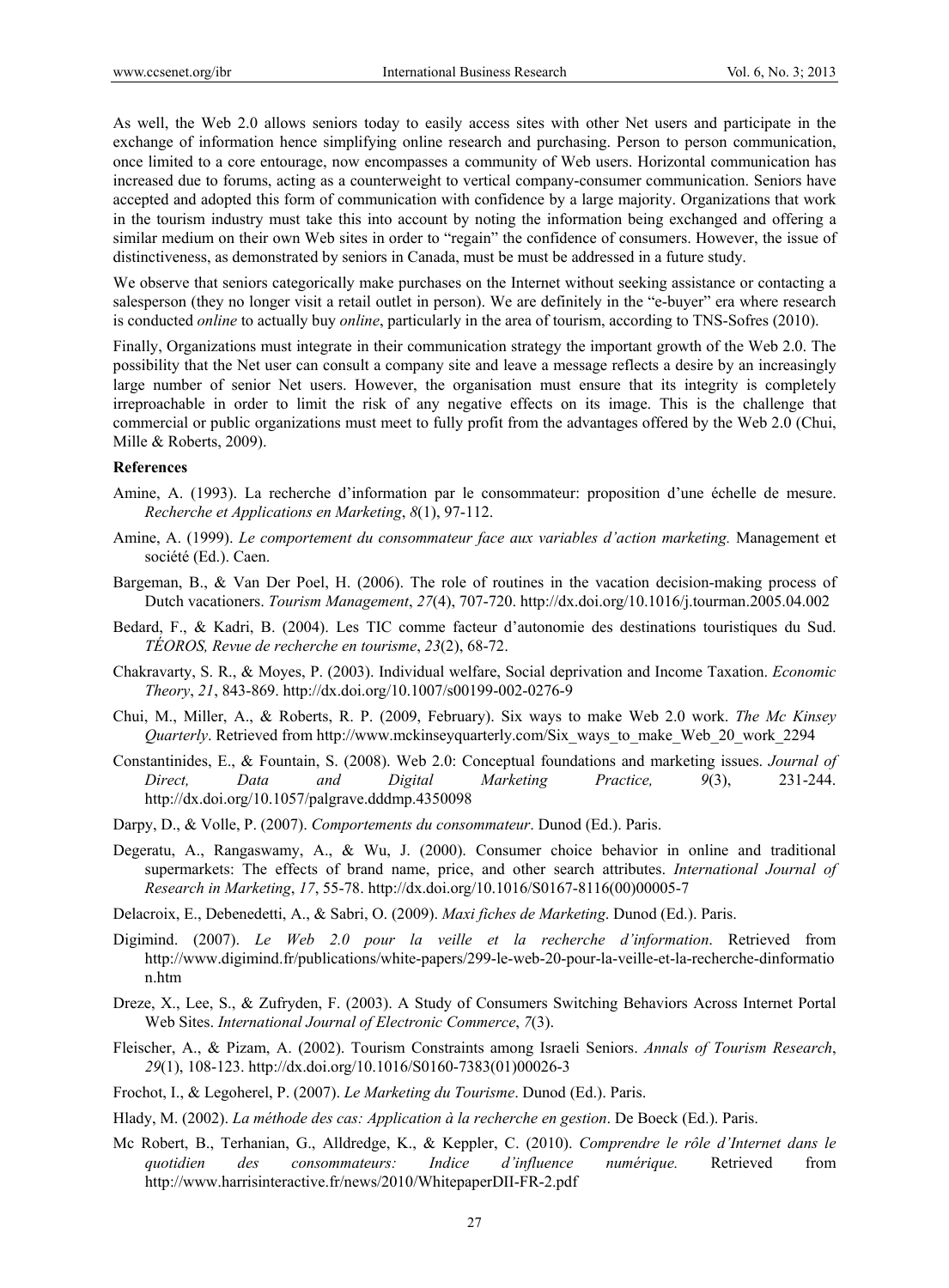As well, the Web 2.0 allows seniors today to easily access sites with other Net users and participate in the exchange of information hence simplifying online research and purchasing. Person to person communication, once limited to a core entourage, now encompasses a community of Web users. Horizontal communication has increased due to forums, acting as a counterweight to vertical company-consumer communication. Seniors have accepted and adopted this form of communication with confidence by a large majority. Organizations that work in the tourism industry must take this into account by noting the information being exchanged and offering a similar medium on their own Web sites in order to "regain" the confidence of consumers. However, the issue of distinctiveness, as demonstrated by seniors in Canada, must be must be addressed in a future study.

We observe that seniors categorically make purchases on the Internet without seeking assistance or contacting a salesperson (they no longer visit a retail outlet in person). We are definitely in the "e-buyer" era where research is conducted *online* to actually buy *online*, particularly in the area of tourism, according to TNS-Sofres (2010).

Finally, Organizations must integrate in their communication strategy the important growth of the Web 2.0. The possibility that the Net user can consult a company site and leave a message reflects a desire by an increasingly large number of senior Net users. However, the organisation must ensure that its integrity is completely irreproachable in order to limit the risk of any negative effects on its image. This is the challenge that commercial or public organizations must meet to fully profit from the advantages offered by the Web 2.0 (Chui, Mille & Roberts, 2009).

**References**

Amine, A. (1993). La recherche d'information par le consommateur: proposition d'une échelle de mesure. *Recherche et Applications en Marketing*, *8*(1), 97-112.

Amine, A. (1999). *Le comportement du consommateur face aux variables d'action marketing.* Management et société (Ed.). Caen.

Bargeman, B., & Van Der Poel, H. (2006). The role of routines in the vacation decision-making process of Dutch vacationers. *Tourism Management*, *27*(4), 707-720. http://dx.doi.org/10.1016/j.tourman.2005.04.002

Bedard, F., & Kadri, B. (2004). Les TIC comme facteur d'autonomie des destinations touristiques du Sud. *TÉOROS, Revue de recherche en tourisme*, *23*(2), 68-72.

Chakravarty, S. R., & Moyes, P. (2003). Individual welfare, Social deprivation and Income Taxation. *Economic Theory*, *21*, 843-869. http://dx.doi.org/10.1007/s00199-002-0276-9

Chui, M., Miller, A., & Roberts, R. P. (2009, February). Six ways to make Web 2.0 work. *The Mc Kinsey Quarterly*. Retrieved from http://www.mckinseyquarterly.com/Six_ways_to_make_Web_20_work_2294

Constantinides, E., & Fountain, S. (2008). Web 2.0: Conceptual foundations and marketing issues. *Journal of Direct, Data and Digital Marketing Practice, 9*(3), 231-244. http://dx.doi.org/10.1057/palgrave.dddmp.4350098

Darpy, D., & Volle, P. (2007). *Comportements du consommateur*. Dunod (Ed.). Paris.

Degeratu, A., Rangaswamy, A., & Wu, J. (2000). Consumer choice behavior in online and traditional supermarkets: The effects of brand name, price, and other search attributes. *International Journal of Research in Marketing*, *17*, 55-78. http://dx.doi.org/10.1016/S0167-8116(00)00005-7

Delacroix, E., Debenedetti, A., & Sabri, O. (2009). *Maxi fiches de Marketing*. Dunod (Ed.). Paris.

Digimind. (2007). *Le Web 2.0 pour la veille et la recherche d'information*. Retrieved from http://www.digimind.fr/publications/white-papers/299-le-web-20-pour-la-veille-et-la-recherche-dinformation.htm

Dreze, X., Lee, S., & Zufryden, F. (2003). A Study of Consumers Switching Behaviors Across Internet Portal Web Sites. *International Journal of Electronic Commerce*, *7*(3).

Fleischer, A., & Pizam, A. (2002). Tourism Constraints among Israeli Seniors. *Annals of Tourism Research*, *29*(1), 108-123. http://dx.doi.org/10.1016/S0160-7383(01)00026-3

Frochot, I., & Legoherel, P. (2007). *Le Marketing du Tourisme*. Dunod (Ed.). Paris.

Hlady, M. (2002). *La méthode des cas: Application à la recherche en gestion*. De Boeck (Ed.). Paris.

Mc Robert, B., Terhanian, G., Alldredge, K., & Keppler, C. (2010). *Comprendre le rôle d'Internet dans le quotidien des consommateurs: Indice d'influence numérique.* Retrieved from http://www.harrisinteractive.fr/news/2010/WhitepaperDII-FR-2.pdf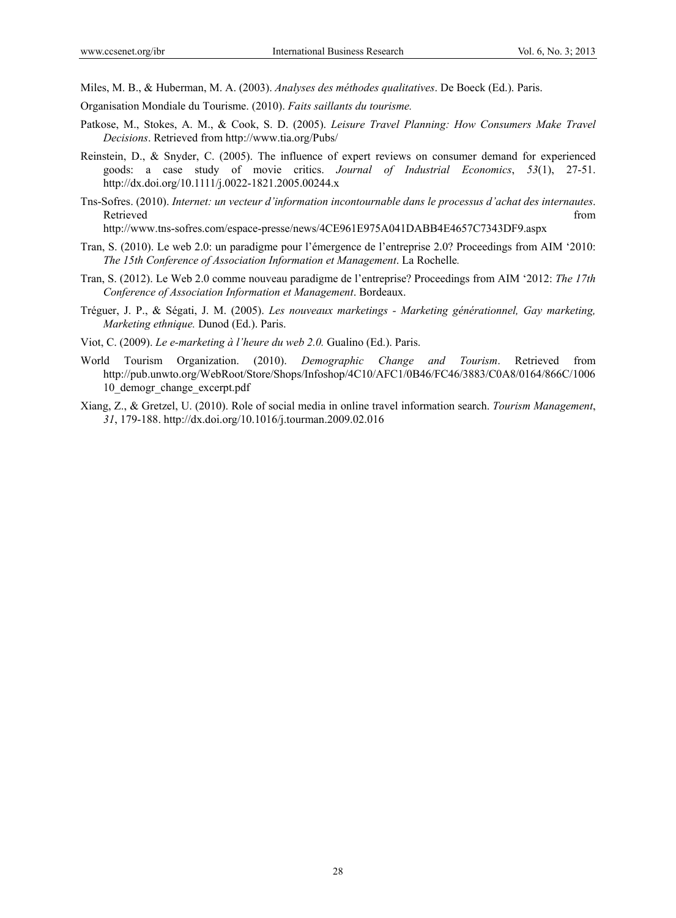Miles, M. B., & Huberman, M. A. (2003). *Analyses des méthodes qualitatives*. De Boeck (Ed.). Paris.

Organisation Mondiale du Tourisme. (2010). *Faits saillants du tourisme.*

Patkose, M., Stokes, A. M., & Cook, S. D. (2005). *Leisure Travel Planning: How Consumers Make Travel Decisions*. Retrieved from http://www.tia.org/Pubs/

Reinstein, D., & Snyder, C. (2005). The influence of expert reviews on consumer demand for experienced goods: a case study of movie critics. *Journal of Industrial Economics*, *53*(1), 27-51. http://dx.doi.org/10.1111/j.0022-1821.2005.00244.x

Tns-Sofres. (2010). *Internet: un vecteur d'information incontournable dans le processus d'achat des internautes*. Retrieved from http://www.tns-sofres.com/espace-presse/news/4CE961E975A041DABB4E4657C7343DF9.aspx

Tran, S. (2010). Le web 2.0: un paradigme pour l'émergence de l'entreprise 2.0? Proceedings from AIM '2010: *The 15th Conference of Association Information et Management*. La Rochelle.

Tran, S. (2012). Le Web 2.0 comme nouveau paradigme de l'entreprise? Proceedings from AIM '2012: *The 17th Conference of Association Information et Management*. Bordeaux.

Tréguer, J. P., & Ségati, J. M. (2005). *Les nouveaux marketings - Marketing générationnel, Gay marketing, Marketing ethnique.* Dunod (Ed.). Paris.

Viot, C. (2009). *Le e-marketing à l'heure du web 2.0.* Gualino (Ed.). Paris.

World Tourism Organization. (2010). *Demographic Change and Tourism*. Retrieved from http://pub.unwto.org/WebRoot/Store/Shops/Infoshop/4C10/AFC1/0B46/FC46/3883/C0A8/0164/866C/100610_demogr_change_excerpt.pdf

Xiang, Z., & Gretzel, U. (2010). Role of social media in online travel information search. *Tourism Management*, *31*, 179-188. http://dx.doi.org/10.1016/j.tourman.2009.02.016